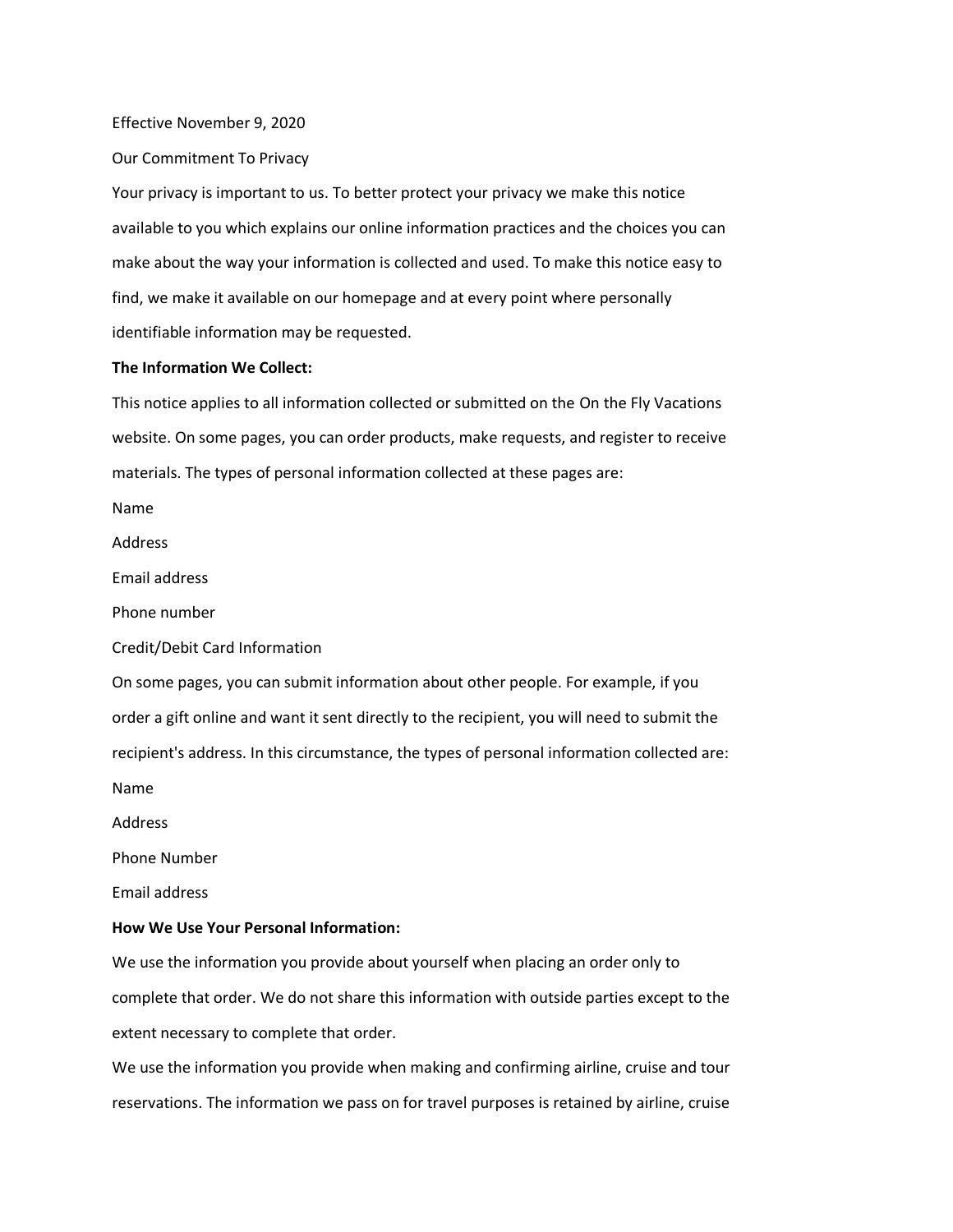Effective November 9, 2020

Our Commitment To Privacy

Your privacy is important to us. To better protect your privacy we make this notice available to you which explains our online information practices and the choices you can make about the way your information is collected and used. To make this notice easy to find, we make it available on our homepage and at every point where personally identifiable information may be requested.

**The Information We Collect:**

This notice applies to all information collected or submitted on the On the Fly Vacations website. On some pages, you can order products, make requests, and register to receive materials. The types of personal information collected at these pages are:

Name

Address

Email address

Phone number

Credit/Debit Card Information

On some pages, you can submit information about other people. For example, if you order a gift online and want it sent directly to the recipient, you will need to submit the recipient's address. In this circumstance, the types of personal information collected are:

Name

Address

Phone Number

Email address

**How We Use Your Personal Information:**

We use the information you provide about yourself when placing an order only to complete that order. We do not share this information with outside parties except to the extent necessary to complete that order.

We use the information you provide when making and confirming airline, cruise and tour reservations. The information we pass on for travel purposes is retained by airline, cruise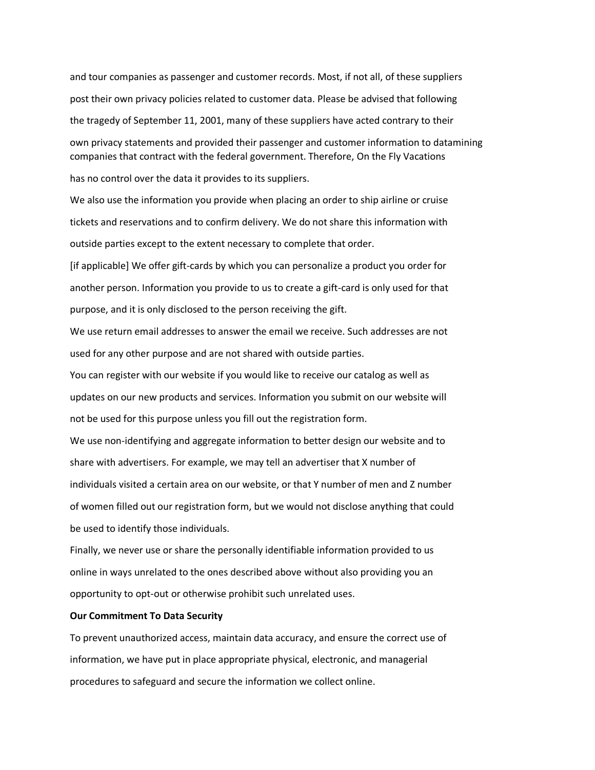and tour companies as passenger and customer records. Most, if not all, of these suppliers post their own privacy policies related to customer data. Please be advised that following the tragedy of September 11, 2001, many of these suppliers have acted contrary to their own privacy statements and provided their passenger and customer information to datamining companies that contract with the federal government. Therefore, On the Fly Vacations has no control over the data it provides to its suppliers.

We also use the information you provide when placing an order to ship airline or cruise tickets and reservations and to confirm delivery. We do not share this information with outside parties except to the extent necessary to complete that order.

[if applicable] We offer gift-cards by which you can personalize a product you order for another person. Information you provide to us to create a gift-card is only used for that purpose, and it is only disclosed to the person receiving the gift.

We use return email addresses to answer the email we receive. Such addresses are not used for any other purpose and are not shared with outside parties.

You can register with our website if you would like to receive our catalog as well as updates on our new products and services. Information you submit on our website will not be used for this purpose unless you fill out the registration form.

We use non-identifying and aggregate information to better design our website and to share with advertisers. For example, we may tell an advertiser that X number of individuals visited a certain area on our website, or that Y number of men and Z number of women filled out our registration form, but we would not disclose anything that could be used to identify those individuals.

Finally, we never use or share the personally identifiable information provided to us online in ways unrelated to the ones described above without also providing you an opportunity to opt-out or otherwise prohibit such unrelated uses.

**Our Commitment To Data Security**

To prevent unauthorized access, maintain data accuracy, and ensure the correct use of information, we have put in place appropriate physical, electronic, and managerial procedures to safeguard and secure the information we collect online.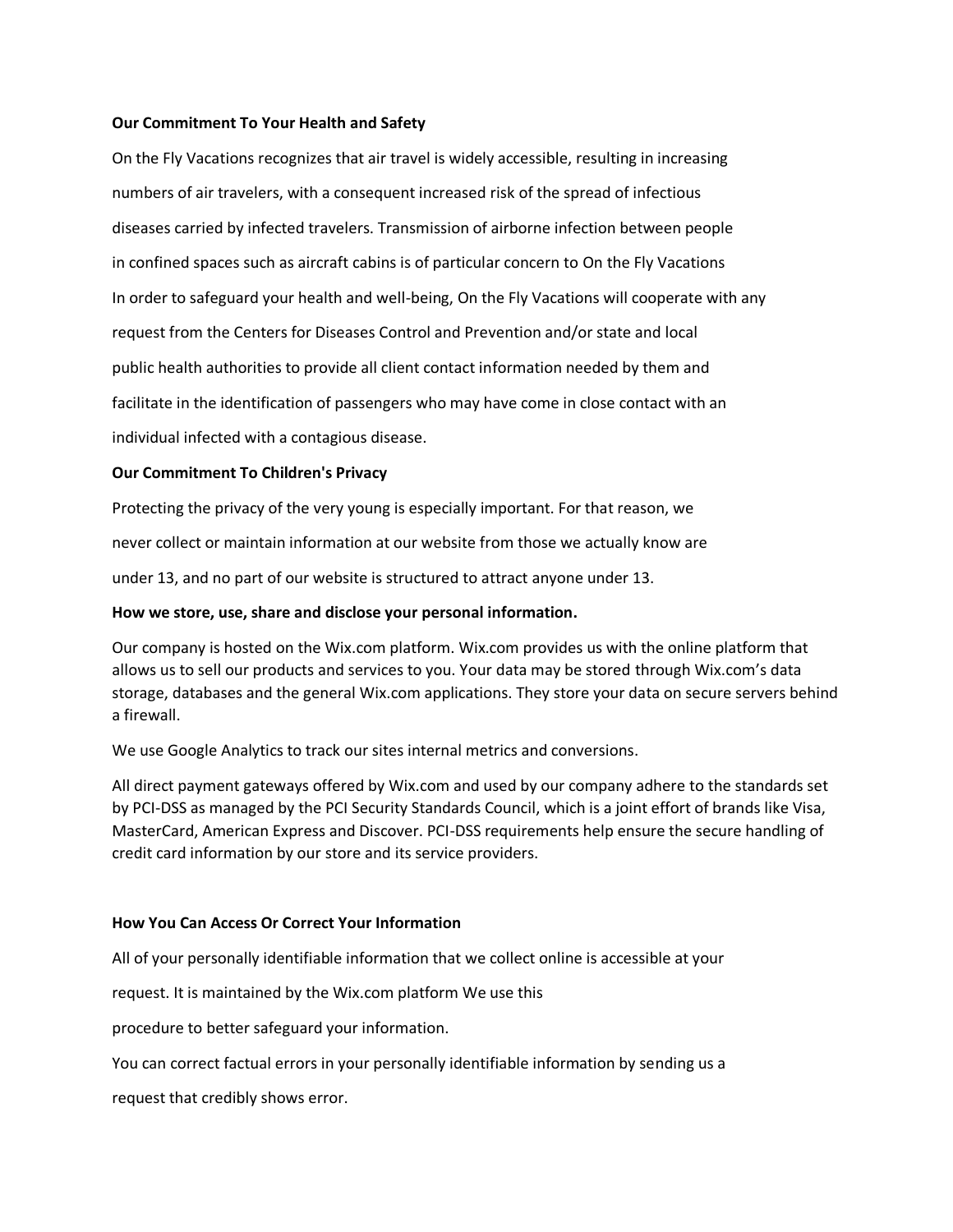**Our Commitment To Your Health and Safety**

On the Fly Vacations recognizes that air travel is widely accessible, resulting in increasing numbers of air travelers, with a consequent increased risk of the spread of infectious diseases carried by infected travelers. Transmission of airborne infection between people in confined spaces such as aircraft cabins is of particular concern to On the Fly Vacations In order to safeguard your health and well-being, On the Fly Vacations will cooperate with any request from the Centers for Diseases Control and Prevention and/or state and local public health authorities to provide all client contact information needed by them and facilitate in the identification of passengers who may have come in close contact with an individual infected with a contagious disease.

**Our Commitment To Children's Privacy**

Protecting the privacy of the very young is especially important. For that reason, we never collect or maintain information at our website from those we actually know are under 13, and no part of our website is structured to attract anyone under 13.

**How we store, use, share and disclose your personal information.**

Our company is hosted on the Wix.com platform. Wix.com provides us with the online platform that allows us to sell our products and services to you. Your data may be stored through Wix.com's data storage, databases and the general Wix.com applications. They store your data on secure servers behind a firewall.

We use Google Analytics to track our sites internal metrics and conversions.

All direct payment gateways offered by Wix.com and used by our company adhere to the standards set by PCI-DSS as managed by the PCI Security Standards Council, which is a joint effort of brands like Visa, MasterCard, American Express and Discover. PCI-DSS requirements help ensure the secure handling of credit card information by our store and its service providers.

**How You Can Access Or Correct Your Information**

All of your personally identifiable information that we collect online is accessible at your request. It is maintained by the Wix.com platform We use this procedure to better safeguard your information.

You can correct factual errors in your personally identifiable information by sending us a request that credibly shows error.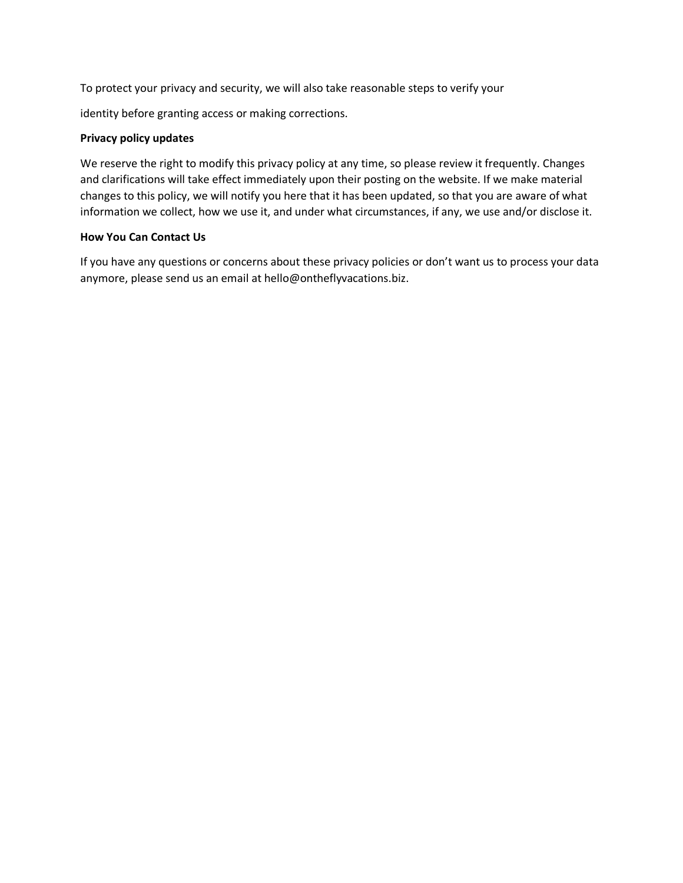To protect your privacy and security, we will also take reasonable steps to verify your

identity before granting access or making corrections.

**Privacy policy updates**

We reserve the right to modify this privacy policy at any time, so please review it frequently. Changes and clarifications will take effect immediately upon their posting on the website. If we make material changes to this policy, we will notify you here that it has been updated, so that you are aware of what information we collect, how we use it, and under what circumstances, if any, we use and/or disclose it.

**How You Can Contact Us**

If you have any questions or concerns about these privacy policies or don't want us to process your data anymore, please send us an email at hello@ontheflyvacations.biz.